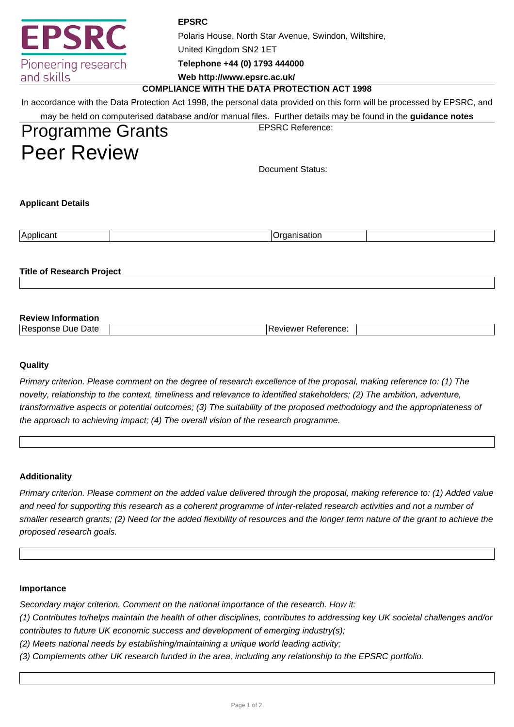**EPSRC**

Pioneering research and skills

**EPSRC**

Polaris House, North Star Avenue, Swindon, Wiltshire,

United Kingdom SN2 1ET

**Telephone +44 (0) 1793 444000**

**Web http://www.epsrc.ac.uk/**

**COMPLIANCE WITH THE DATA PROTECTION ACT 1998**

In accordance with the Data Protection Act 1998, the personal data provided on this form will be processed by EPSRC, and may be held on computerised database and/or manual files. Further details may be found in the **guidance notes**

# Programme Grants Peer Review

EPSRC Reference:

Document Status:

**Applicant Details**

| Applicant | | Organisation | |
|---|---|---|---|

**Title of Research Project**

| |
|---|

**Review Information**

| Response Due Date | | Reviewer Reference: | |
|---|---|---|---|

**Quality**

*Primary criterion. Please comment on the degree of research excellence of the proposal, making reference to: (1) The novelty, relationship to the context, timeliness and relevance to identified stakeholders; (2) The ambition, adventure, transformative aspects or potential outcomes; (3) The suitability of the proposed methodology and the appropriateness of the approach to achieving impact; (4) The overall vision of the research programme.*

| |
|---|

**Additionality**

*Primary criterion. Please comment on the added value delivered through the proposal, making reference to: (1) Added value and need for supporting this research as a coherent programme of inter-related research activities and not a number of smaller research grants; (2) Need for the added flexibility of resources and the longer term nature of the grant to achieve the proposed research goals.*

| |
|---|

**Importance**

*Secondary major criterion. Comment on the national importance of the research. How it:*

*(1) Contributes to/helps maintain the health of other disciplines, contributes to addressing key UK societal challenges and/or contributes to future UK economic success and development of emerging industry(s);*

*(2) Meets national needs by establishing/maintaining a unique world leading activity;*

*(3) Complements other UK research funded in the area, including any relationship to the EPSRC portfolio.*

| |
|---|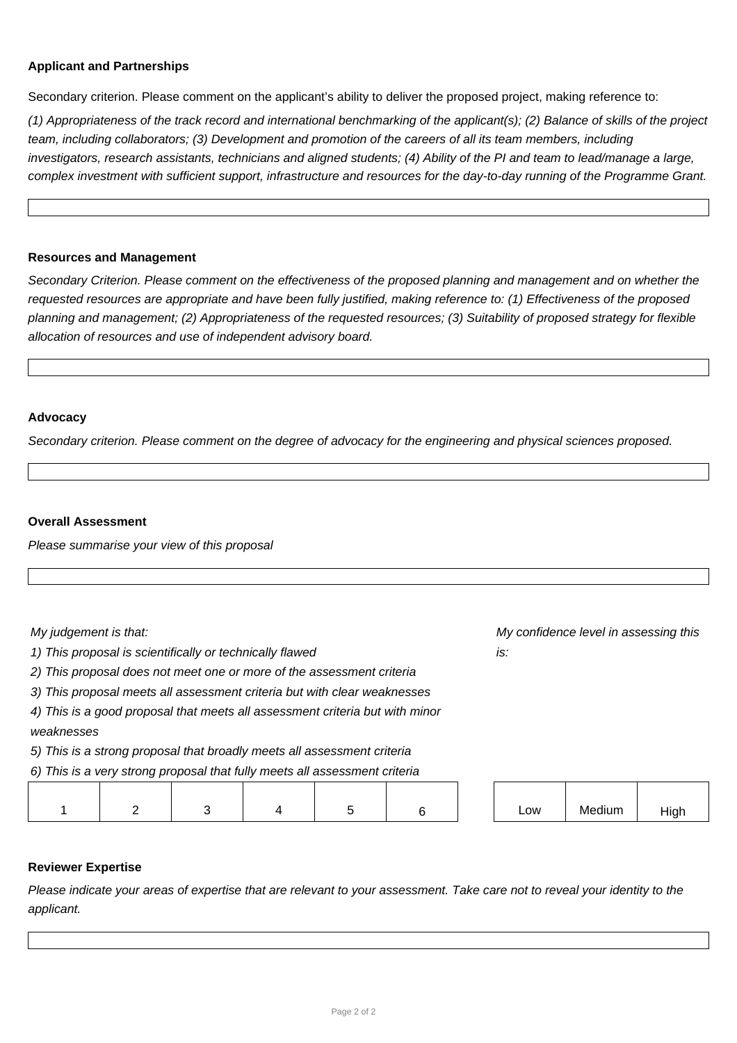**Applicant and Partnerships**

Secondary criterion. Please comment on the applicant's ability to deliver the proposed project, making reference to:

*(1) Appropriateness of the track record and international benchmarking of the applicant(s); (2) Balance of skills of the project team, including collaborators; (3) Development and promotion of the careers of all its team members, including investigators, research assistants, technicians and aligned students; (4) Ability of the PI and team to lead/manage a large, complex investment with sufficient support, infrastructure and resources for the day-to-day running of the Programme Grant.*

| |
|---|
| |

**Resources and Management**

*Secondary Criterion. Please comment on the effectiveness of the proposed planning and management and on whether the requested resources are appropriate and have been fully justified, making reference to: (1) Effectiveness of the proposed planning and management; (2) Appropriateness of the requested resources; (3) Suitability of proposed strategy for flexible allocation of resources and use of independent advisory board.*

| |
|---|
| |

**Advocacy**

*Secondary criterion. Please comment on the degree of advocacy for the engineering and physical sciences proposed.*

| |
|---|
| |

**Overall Assessment**

*Please summarise your view of this proposal*

| |
|---|
| |

*My judgement is that:*

*1) This proposal is scientifically or technically flawed*

*2) This proposal does not meet one or more of the assessment criteria*

*3) This proposal meets all assessment criteria but with clear weaknesses*

*4) This is a good proposal that meets all assessment criteria but with minor weaknesses*

*5) This is a strong proposal that broadly meets all assessment criteria*

*6) This is a very strong proposal that fully meets all assessment criteria*

| | | | | | |
|---|---|---|---|---|---|
| 1 | 2 | 3 | 4 | 5 | 6 |

*My confidence level in assessing this is:*

| | | |
|---|---|---|
| Low | Medium | High |

**Reviewer Expertise**

*Please indicate your areas of expertise that are relevant to your assessment. Take care not to reveal your identity to the applicant.*

| |
|---|
| |